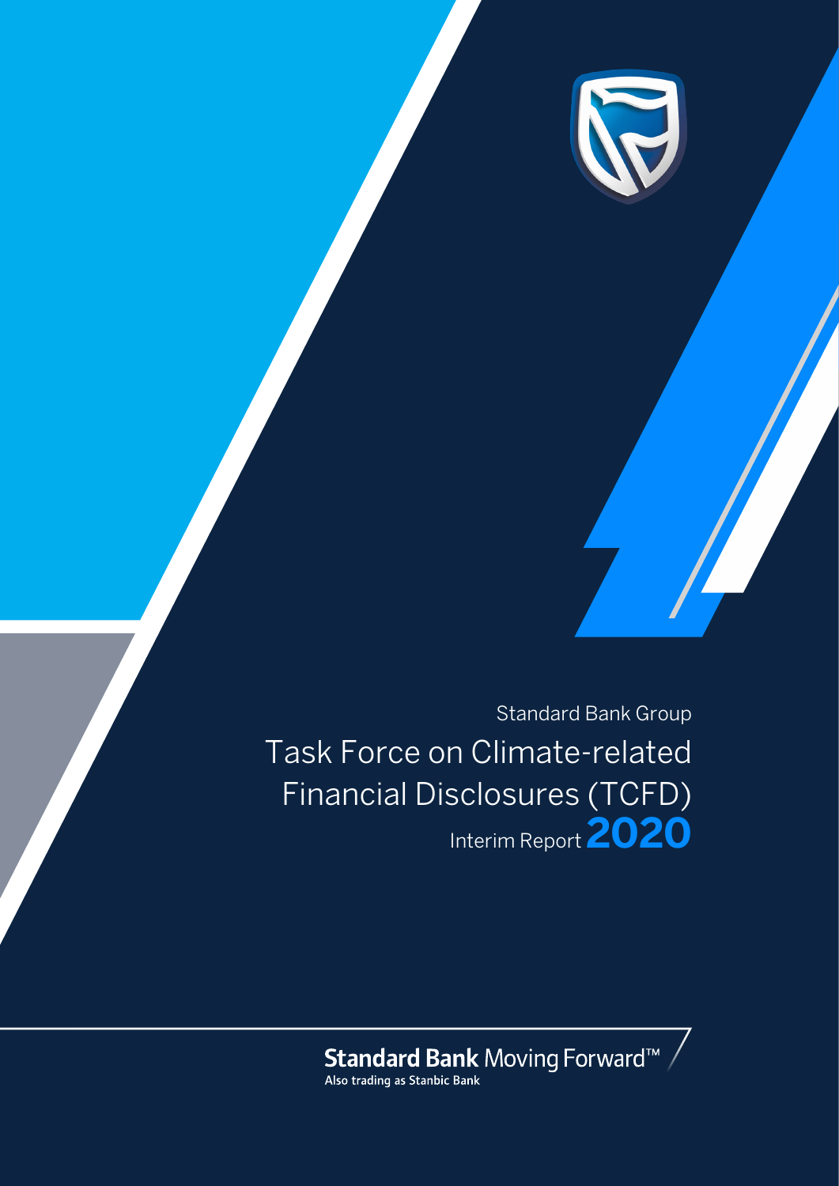Standard Bank Group

# Task Force on Climate-related Financial Disclosures (TCFD)

Interim Report **2020**

**Standard Bank** Moving Forward™

Also trading as Stanbic Bank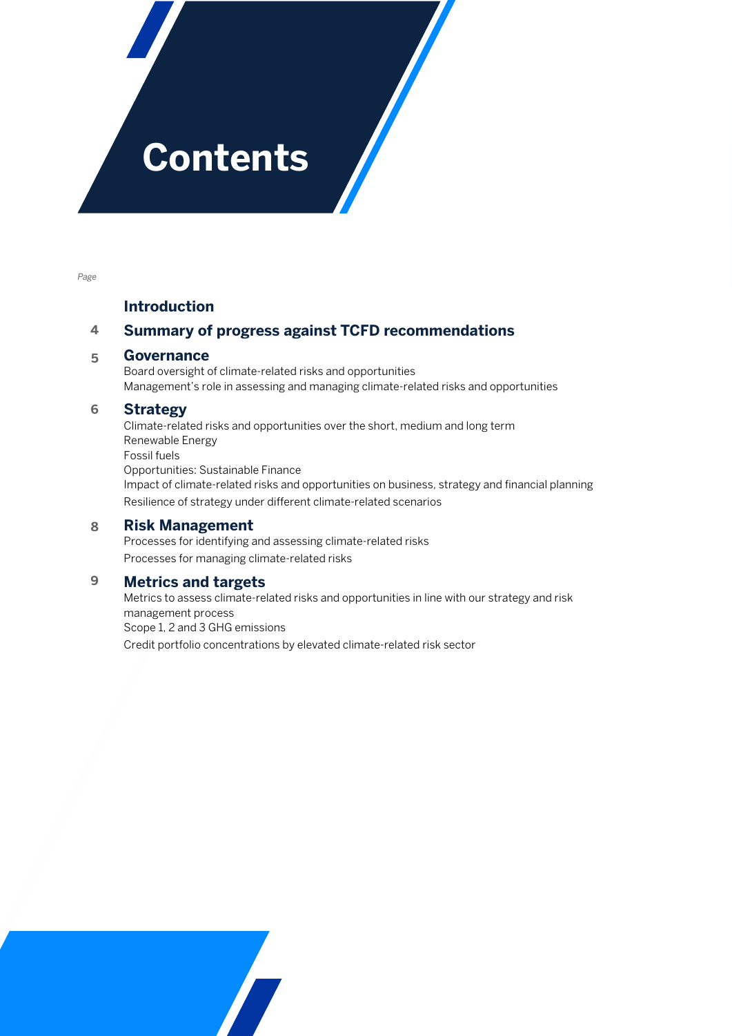# Contents

*Page*

**Introduction**

4 **Summary of progress against TCFD recommendations**

5 **Governance**

Board oversight of climate-related risks and opportunities

Management's role in assessing and managing climate-related risks and opportunities

6 **Strategy**

Climate-related risks and opportunities over the short, medium and long term

Renewable Energy

Fossil fuels

Opportunities: Sustainable Finance

Impact of climate-related risks and opportunities on business, strategy and financial planning

Resilience of strategy under different climate-related scenarios

8 **Risk Management**

Processes for identifying and assessing climate-related risks

Processes for managing climate-related risks

9 **Metrics and targets**

Metrics to assess climate-related risks and opportunities in line with our strategy and risk management process

Scope 1, 2 and 3 GHG emissions

Credit portfolio concentrations by elevated climate-related risk sector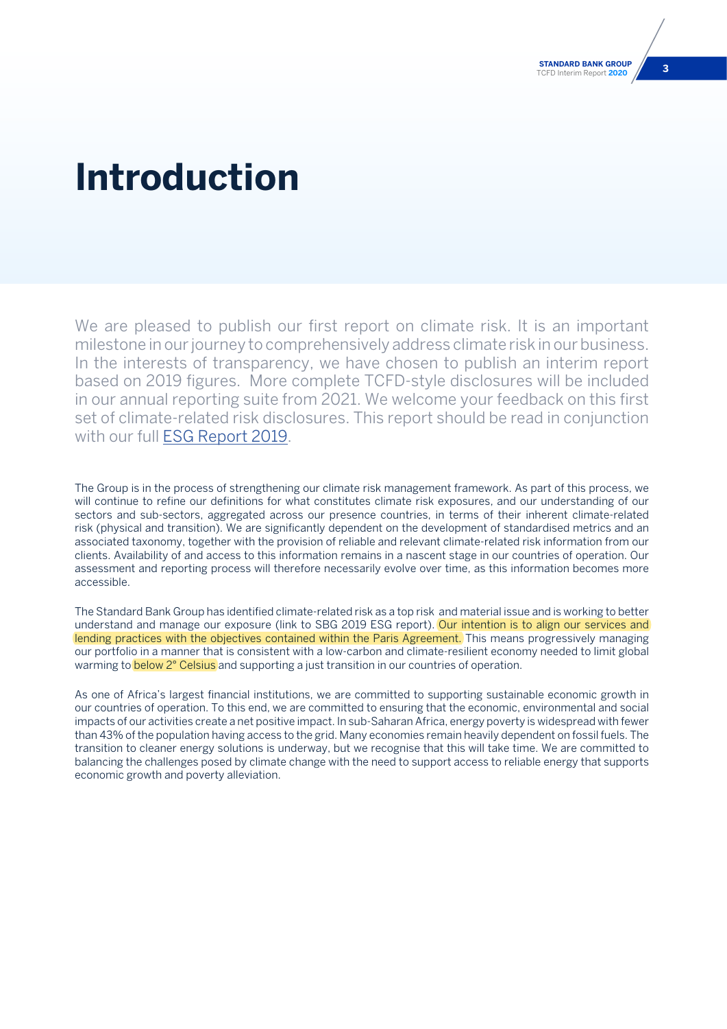# Introduction

We are pleased to publish our first report on climate risk. It is an important milestone in our journey to comprehensively address climate risk in our business. In the interests of transparency, we have chosen to publish an interim report based on 2019 figures. More complete TCFD-style disclosures will be included in our annual reporting suite from 2021. We welcome your feedback on this first set of climate-related risk disclosures. This report should be read in conjunction with our full ESG Report 2019.

The Group is in the process of strengthening our climate risk management framework. As part of this process, we will continue to refine our definitions for what constitutes climate risk exposures, and our understanding of our sectors and sub-sectors, aggregated across our presence countries, in terms of their inherent climate-related risk (physical and transition). We are significantly dependent on the development of standardised metrics and an associated taxonomy, together with the provision of reliable and relevant climate-related risk information from our clients. Availability of and access to this information remains in a nascent stage in our countries of operation. Our assessment and reporting process will therefore necessarily evolve over time, as this information becomes more accessible.

The Standard Bank Group has identified climate-related risk as a top risk and material issue and is working to better understand and manage our exposure (link to SBG 2019 ESG report). Our intention is to align our services and lending practices with the objectives contained within the Paris Agreement. This means progressively managing our portfolio in a manner that is consistent with a low-carbon and climate-resilient economy needed to limit global warming to below 2° Celsius and supporting a just transition in our countries of operation.

As one of Africa's largest financial institutions, we are committed to supporting sustainable economic growth in our countries of operation. To this end, we are committed to ensuring that the economic, environmental and social impacts of our activities create a net positive impact. In sub-Saharan Africa, energy poverty is widespread with fewer than 43% of the population having access to the grid. Many economies remain heavily dependent on fossil fuels. The transition to cleaner energy solutions is underway, but we recognise that this will take time. We are committed to balancing the challenges posed by climate change with the need to support access to reliable energy that supports economic growth and poverty alleviation.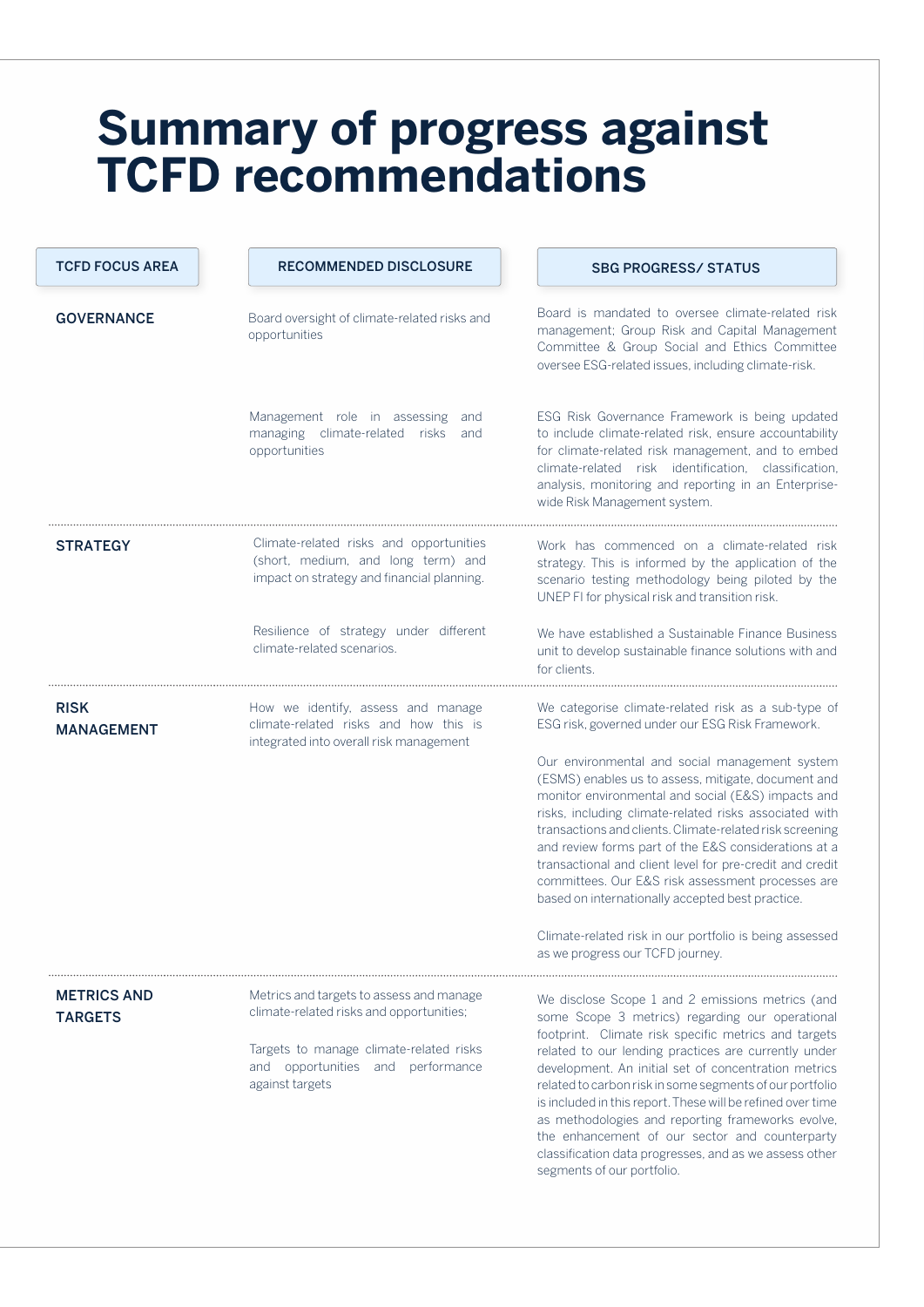# Summary of progress against TCFD recommendations

| TCFD FOCUS AREA | RECOMMENDED DISCLOSURE | SBG PROGRESS/ STATUS |
|---|---|---|
| GOVERNANCE | Board oversight of climate-related risks and opportunities | Board is mandated to oversee climate-related risk management; Group Risk and Capital Management Committee & Group Social and Ethics Committee oversee ESG-related issues, including climate-risk. |
| | Management role in assessing and managing climate-related risks and opportunities | ESG Risk Governance Framework is being updated to include climate-related risk, ensure accountability for climate-related risk management, and to embed climate-related risk identification, classification, analysis, monitoring and reporting in an Enterprise-wide Risk Management system. |
| STRATEGY | Climate-related risks and opportunities (short, medium, and long term) and impact on strategy and financial planning. | Work has commenced on a climate-related risk strategy. This is informed by the application of the scenario testing methodology being piloted by the UNEP FI for physical risk and transition risk. |
| | Resilience of strategy under different climate-related scenarios. | We have established a Sustainable Finance Business unit to develop sustainable finance solutions with and for clients. |
| RISK MANAGEMENT | How we identify, assess and manage climate-related risks and how this is integrated into overall risk management | We categorise climate-related risk as a sub-type of ESG risk, governed under our ESG Risk Framework.<br><br>Our environmental and social management system (ESMS) enables us to assess, mitigate, document and monitor environmental and social (E&S) impacts and risks, including climate-related risks associated with transactions and clients. Climate-related risk screening and review forms part of the E&S considerations at a transactional and client level for pre-credit and credit committees. Our E&S risk assessment processes are based on internationally accepted best practice.<br><br>Climate-related risk in our portfolio is being assessed as we progress our TCFD journey. |
| METRICS AND TARGETS | Metrics and targets to assess and manage climate-related risks and opportunities;<br><br>Targets to manage climate-related risks and opportunities and performance against targets | We disclose Scope 1 and 2 emissions metrics (and some Scope 3 metrics) regarding our operational footprint. Climate risk specific metrics and targets related to our lending practices are currently under development. An initial set of concentration metrics related to carbon risk in some segments of our portfolio is included in this report. These will be refined over time as methodologies and reporting frameworks evolve, the enhancement of our sector and counterparty classification data progresses, and as we assess other segments of our portfolio. |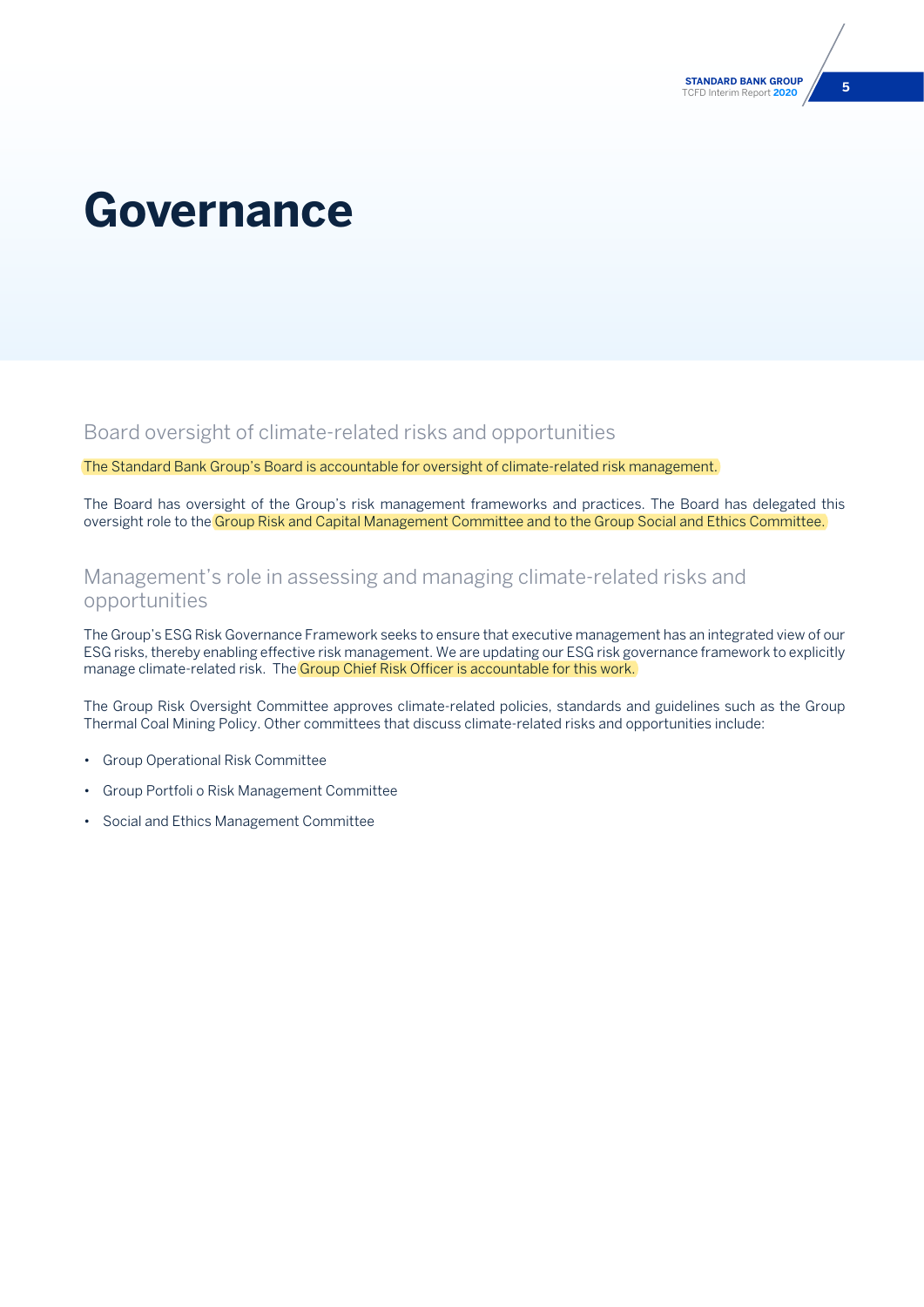# Governance

## Board oversight of climate-related risks and opportunities

The Standard Bank Group's Board is accountable for oversight of climate-related risk management.

The Board has oversight of the Group's risk management frameworks and practices. The Board has delegated this oversight role to the Group Risk and Capital Management Committee and to the Group Social and Ethics Committee.

## Management's role in assessing and managing climate-related risks and opportunities

The Group's ESG Risk Governance Framework seeks to ensure that executive management has an integrated view of our ESG risks, thereby enabling effective risk management. We are updating our ESG risk governance framework to explicitly manage climate-related risk. The Group Chief Risk Officer is accountable for this work.

The Group Risk Oversight Committee approves climate-related policies, standards and guidelines such as the Group Thermal Coal Mining Policy. Other committees that discuss climate-related risks and opportunities include:

- Group Operational Risk Committee
- Group Portfoli o Risk Management Committee
- Social and Ethics Management Committee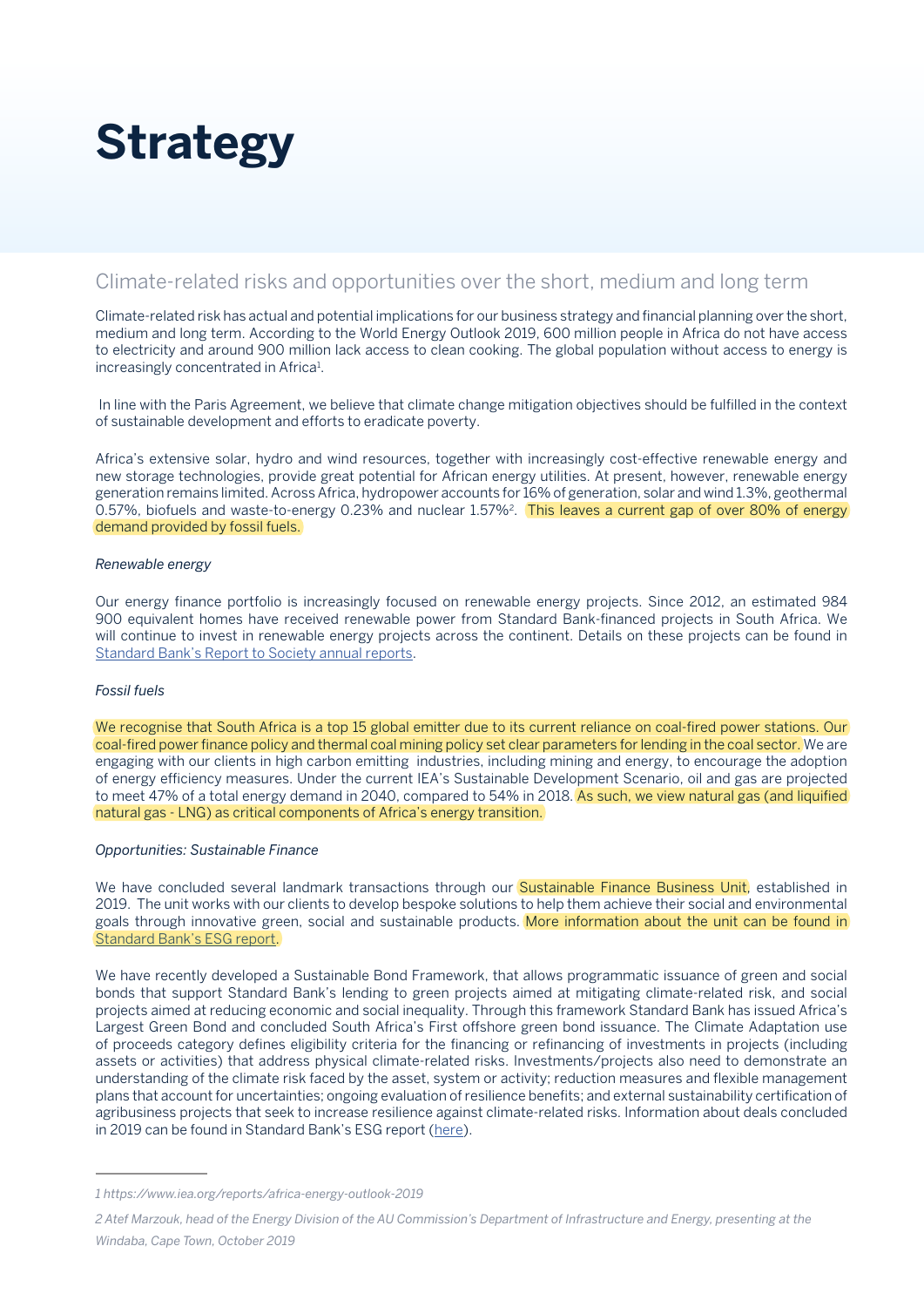# Strategy

## Climate-related risks and opportunities over the short, medium and long term

Climate-related risk has actual and potential implications for our business strategy and financial planning over the short, medium and long term. According to the World Energy Outlook 2019, 600 million people in Africa do not have access to electricity and around 900 million lack access to clean cooking. The global population without access to energy is increasingly concentrated in Africa[1].

In line with the Paris Agreement, we believe that climate change mitigation objectives should be fulfilled in the context of sustainable development and efforts to eradicate poverty.

Africa's extensive solar, hydro and wind resources, together with increasingly cost-effective renewable energy and new storage technologies, provide great potential for African energy utilities. At present, however, renewable energy generation remains limited. Across Africa, hydropower accounts for 16% of generation, solar and wind 1.3%, geothermal 0.57%, biofuels and waste-to-energy 0.23% and nuclear 1.57%[2]. This leaves a current gap of over 80% of energy demand provided by fossil fuels.

*Renewable energy*

Our energy finance portfolio is increasingly focused on renewable energy projects. Since 2012, an estimated 984 900 equivalent homes have received renewable power from Standard Bank-financed projects in South Africa. We will continue to invest in renewable energy projects across the continent. Details on these projects can be found in Standard Bank's Report to Society annual reports.

*Fossil fuels*

We recognise that South Africa is a top 15 global emitter due to its current reliance on coal-fired power stations. Our coal-fired power finance policy and thermal coal mining policy set clear parameters for lending in the coal sector. We are engaging with our clients in high carbon emitting industries, including mining and energy, to encourage the adoption of energy efficiency measures. Under the current IEA's Sustainable Development Scenario, oil and gas are projected to meet 47% of a total energy demand in 2040, compared to 54% in 2018. As such, we view natural gas (and liquified natural gas - LNG) as critical components of Africa's energy transition.

*Opportunities: Sustainable Finance*

We have concluded several landmark transactions through our Sustainable Finance Business Unit, established in 2019. The unit works with our clients to develop bespoke solutions to help them achieve their social and environmental goals through innovative green, social and sustainable products. More information about the unit can be found in Standard Bank's ESG report.

We have recently developed a Sustainable Bond Framework, that allows programmatic issuance of green and social bonds that support Standard Bank's lending to green projects aimed at mitigating climate-related risk, and social projects aimed at reducing economic and social inequality. Through this framework Standard Bank has issued Africa's Largest Green Bond and concluded South Africa's First offshore green bond issuance. The Climate Adaptation use of proceeds category defines eligibility criteria for the financing or refinancing of investments in projects (including assets or activities) that address physical climate-related risks. Investments/projects also need to demonstrate an understanding of the climate risk faced by the asset, system or activity; reduction measures and flexible management plans that account for uncertainties; ongoing evaluation of resilience benefits; and external sustainability certification of agribusiness projects that seek to increase resilience against climate-related risks. Information about deals concluded in 2019 can be found in Standard Bank's ESG report (here).

---

*1 https://www.iea.org/reports/africa-energy-outlook-2019*

*2 Atef Marzouk, head of the Energy Division of the AU Commission's Department of Infrastructure and Energy, presenting at the Windaba, Cape Town, October 2019*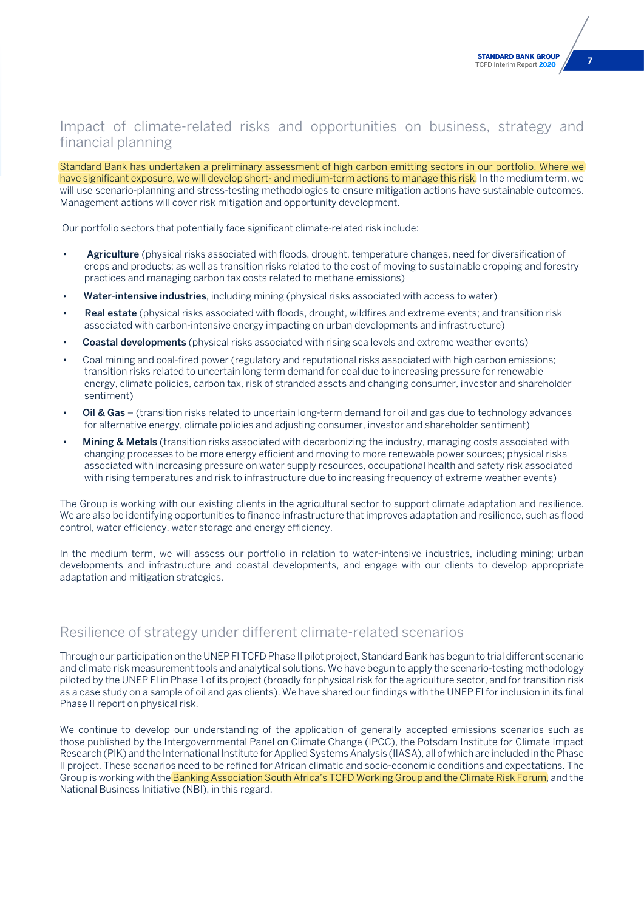## Impact of climate-related risks and opportunities on business, strategy and financial planning

Standard Bank has undertaken a preliminary assessment of high carbon emitting sectors in our portfolio. Where we have significant exposure, we will develop short- and medium-term actions to manage this risk. In the medium term, we will use scenario-planning and stress-testing methodologies to ensure mitigation actions have sustainable outcomes. Management actions will cover risk mitigation and opportunity development.

Our portfolio sectors that potentially face significant climate-related risk include:

- **Agriculture** (physical risks associated with floods, drought, temperature changes, need for diversification of crops and products; as well as transition risks related to the cost of moving to sustainable cropping and forestry practices and managing carbon tax costs related to methane emissions)
- **Water-intensive industries**, including mining (physical risks associated with access to water)
- **Real estate** (physical risks associated with floods, drought, wildfires and extreme events; and transition risk associated with carbon-intensive energy impacting on urban developments and infrastructure)
- **Coastal developments** (physical risks associated with rising sea levels and extreme weather events)
- Coal mining and coal-fired power (regulatory and reputational risks associated with high carbon emissions; transition risks related to uncertain long term demand for coal due to increasing pressure for renewable energy, climate policies, carbon tax, risk of stranded assets and changing consumer, investor and shareholder sentiment)
- **Oil & Gas** – (transition risks related to uncertain long-term demand for oil and gas due to technology advances for alternative energy, climate policies and adjusting consumer, investor and shareholder sentiment)
- **Mining & Metals** (transition risks associated with decarbonizing the industry, managing costs associated with changing processes to be more energy efficient and moving to more renewable power sources; physical risks associated with increasing pressure on water supply resources, occupational health and safety risk associated with rising temperatures and risk to infrastructure due to increasing frequency of extreme weather events)

The Group is working with our existing clients in the agricultural sector to support climate adaptation and resilience. We are also be identifying opportunities to finance infrastructure that improves adaptation and resilience, such as flood control, water efficiency, water storage and energy efficiency.

In the medium term, we will assess our portfolio in relation to water-intensive industries, including mining; urban developments and infrastructure and coastal developments, and engage with our clients to develop appropriate adaptation and mitigation strategies.

## Resilience of strategy under different climate-related scenarios

Through our participation on the UNEP FI TCFD Phase II pilot project, Standard Bank has begun to trial different scenario and climate risk measurement tools and analytical solutions. We have begun to apply the scenario-testing methodology piloted by the UNEP FI in Phase 1 of its project (broadly for physical risk for the agriculture sector, and for transition risk as a case study on a sample of oil and gas clients). We have shared our findings with the UNEP FI for inclusion in its final Phase II report on physical risk.

We continue to develop our understanding of the application of generally accepted emissions scenarios such as those published by the Intergovernmental Panel on Climate Change (IPCC), the Potsdam Institute for Climate Impact Research (PIK) and the International Institute for Applied Systems Analysis (IIASA), all of which are included in the Phase II project. These scenarios need to be refined for African climatic and socio-economic conditions and expectations. The Group is working with the Banking Association South Africa's TCFD Working Group and the Climate Risk Forum, and the National Business Initiative (NBI), in this regard.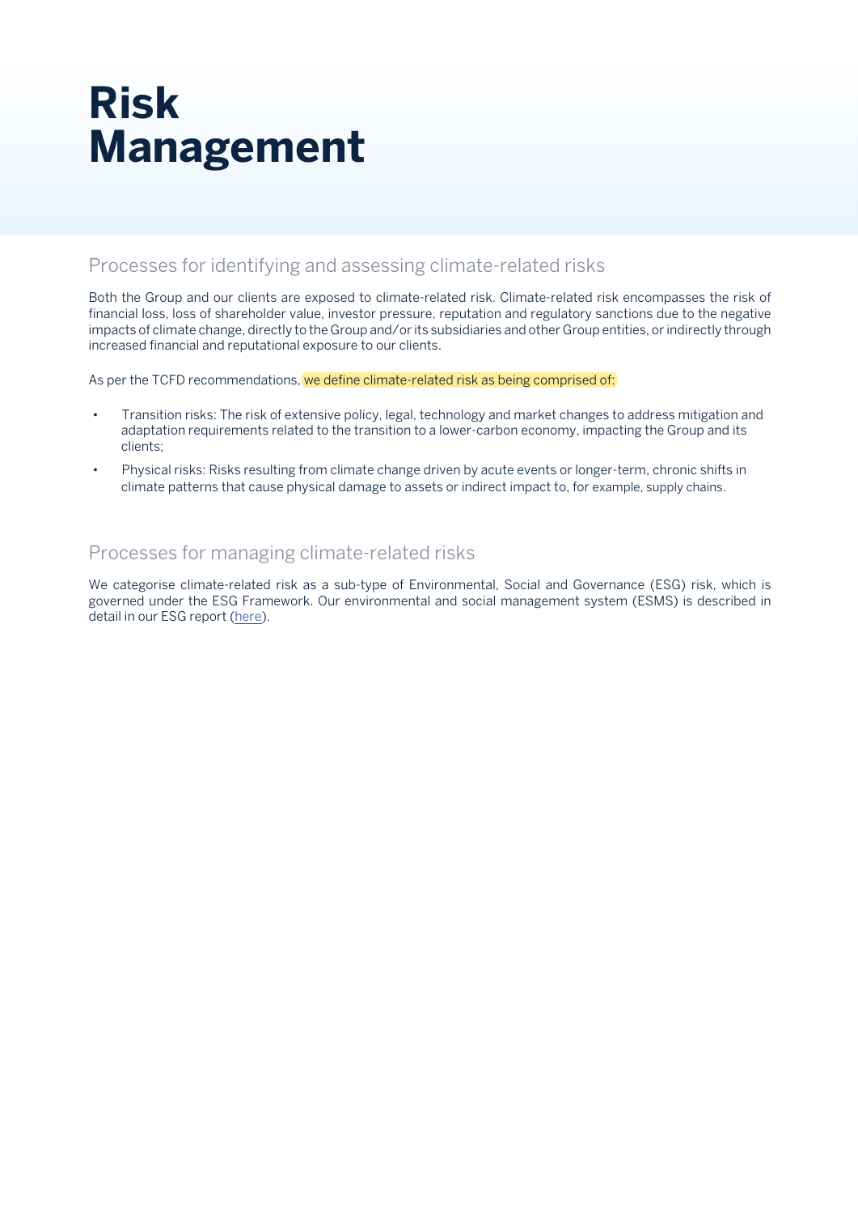# Risk Management

## Processes for identifying and assessing climate-related risks

Both the Group and our clients are exposed to climate-related risk. Climate-related risk encompasses the risk of financial loss, loss of shareholder value, investor pressure, reputation and regulatory sanctions due to the negative impacts of climate change, directly to the Group and/or its subsidiaries and other Group entities, or indirectly through increased financial and reputational exposure to our clients.

As per the TCFD recommendations, we define climate-related risk as being comprised of:

- Transition risks: The risk of extensive policy, legal, technology and market changes to address mitigation and adaptation requirements related to the transition to a lower-carbon economy, impacting the Group and its clients;
- Physical risks: Risks resulting from climate change driven by acute events or longer-term, chronic shifts in climate patterns that cause physical damage to assets or indirect impact to, for example, supply chains.

## Processes for managing climate-related risks

We categorise climate-related risk as a sub-type of Environmental, Social and Governance (ESG) risk, which is governed under the ESG Framework. Our environmental and social management system (ESMS) is described in detail in our ESG report (here).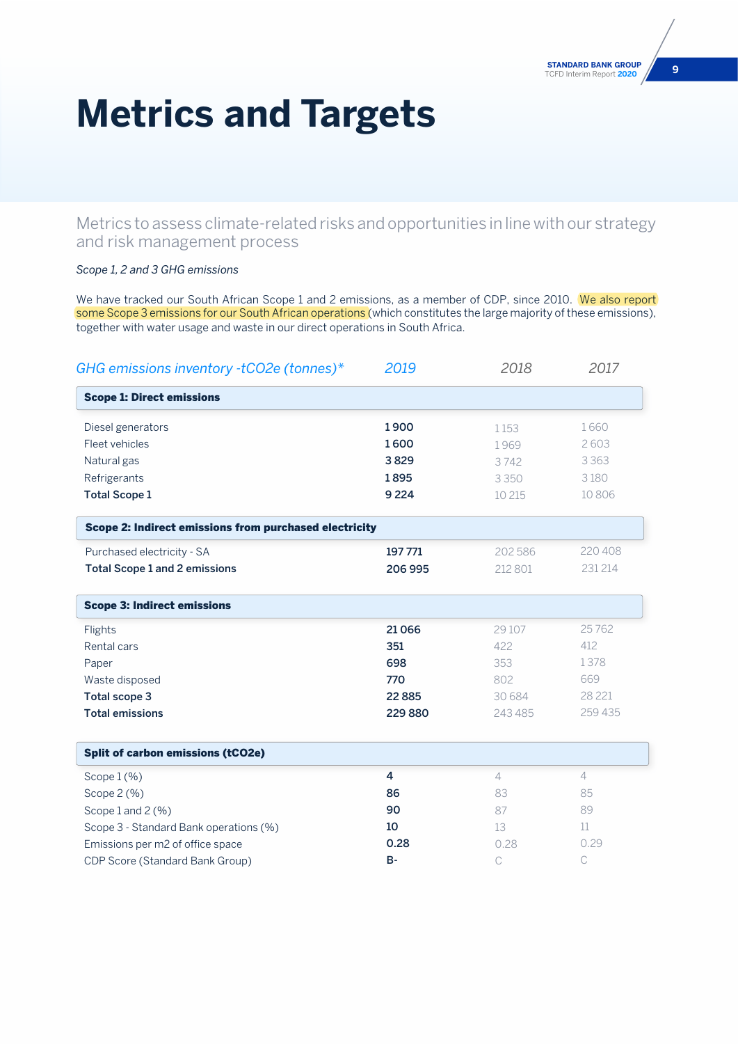# Metrics and Targets

## Metrics to assess climate-related risks and opportunities in line with our strategy and risk management process

*Scope 1, 2 and 3 GHG emissions*

We have tracked our South African Scope 1 and 2 emissions, as a member of CDP, since 2010. We also report some Scope 3 emissions for our South African operations (which constitutes the large majority of these emissions), together with water usage and waste in our direct operations in South Africa.

| *GHG emissions inventory -tCO2e (tonnes)** | *2019* | *2018* | *2017* |
|---|---|---|---|
| **Scope 1: Direct emissions** | | | |
| Diesel generators | **1 900** | 1 153 | 1 660 |
| Fleet vehicles | **1 600** | 1 969 | 2 603 |
| Natural gas | **3 829** | 3 742 | 3 363 |
| Refrigerants | **1 895** | 3 350 | 3 180 |
| **Total Scope 1** | **9 224** | 10 215 | 10 806 |
| **Scope 2: Indirect emissions from purchased electricity** | | | |
| Purchased electricity - SA | **197 771** | 202 586 | 220 408 |
| **Total Scope 1 and 2 emissions** | **206 995** | 212 801 | 231 214 |
| **Scope 3: Indirect emissions** | | | |
| Flights | **21 066** | 29 107 | 25 762 |
| Rental cars | **351** | 422 | 412 |
| Paper | **698** | 353 | 1 378 |
| Waste disposed | **770** | 802 | 669 |
| **Total scope 3** | **22 885** | 30 684 | 28 221 |
| **Total emissions** | **229 880** | 243 485 | 259 435 |
| **Split of carbon emissions (tCO2e)** | | | |
| Scope 1 (%) | **4** | 4 | 4 |
| Scope 2 (%) | **86** | 83 | 85 |
| Scope 1 and 2 (%) | **90** | 87 | 89 |
| Scope 3 - Standard Bank operations (%) | **10** | 13 | 11 |
| Emissions per m2 of office space | **0.28** | 0.28 | 0.29 |
| CDP Score (Standard Bank Group) | **B-** | C | C |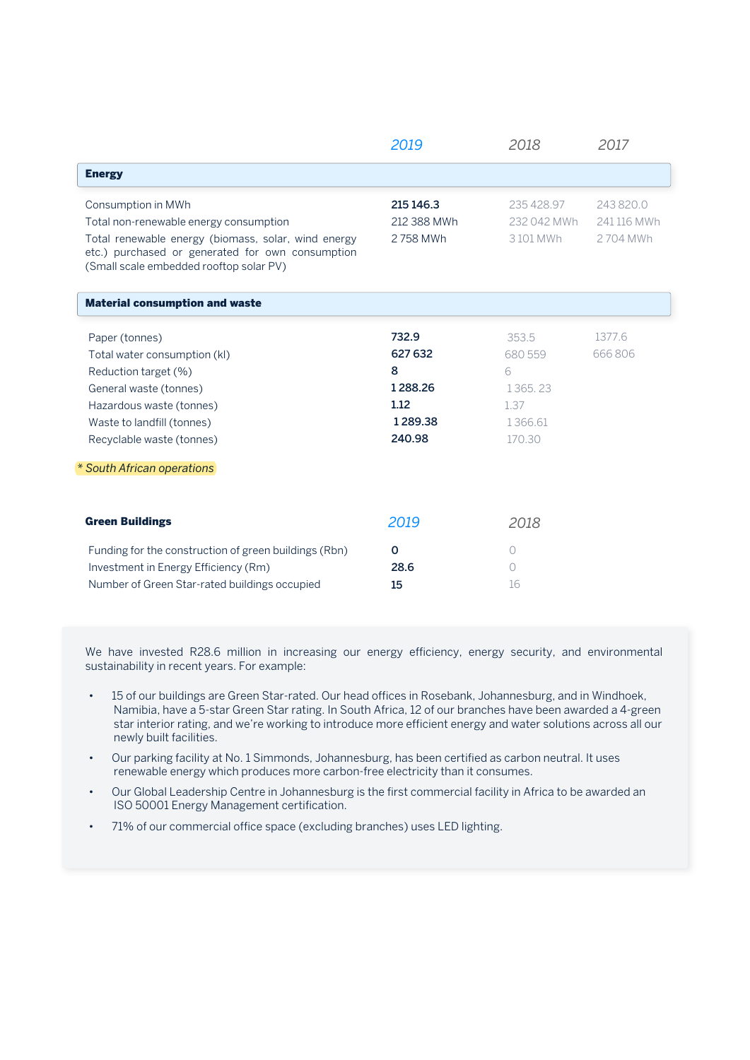| | 2019 | 2018 | 2017 |
|---|---|---|---|
| **Energy** | | | |
| Consumption in MWh | **215 146.3** | 235 428.97 | 243 820.0 |
| Total non-renewable energy consumption | 212 388 MWh | 232 042 MWh | 241 116 MWh |
| Total renewable energy (biomass, solar, wind energy etc.) purchased or generated for own consumption (Small scale embedded rooftop solar PV) | 2 758 MWh | 3 101 MWh | 2 704 MWh |
| **Material consumption and waste** | | | |
| Paper (tonnes) | **732.9** | 353.5 | 1377.6 |
| Total water consumption (kl) | **627 632** | 680 559 | 666 806 |
| Reduction target (%) | **8** | 6 | |
| General waste (tonnes) | **1 288.26** | 1 365. 23 | |
| Hazardous waste (tonnes) | **1.12** | 1.37 | |
| Waste to landfill (tonnes) | **1 289.38** | 1 366.61 | |
| Recyclable waste (tonnes) | **240.98** | 170.30 | |

*\* South African operations*

| **Green Buildings** | 2019 | 2018 |
|---|---|---|
| Funding for the construction of green buildings (Rbn) | **0** | 0 |
| Investment in Energy Efficiency (Rm) | **28.6** | 0 |
| Number of Green Star-rated buildings occupied | **15** | 16 |

We have invested R28.6 million in increasing our energy efficiency, energy security, and environmental sustainability in recent years. For example:

- 15 of our buildings are Green Star-rated. Our head offices in Rosebank, Johannesburg, and in Windhoek, Namibia, have a 5-star Green Star rating. In South Africa, 12 of our branches have been awarded a 4-green star interior rating, and we're working to introduce more efficient energy and water solutions across all our newly built facilities.
- Our parking facility at No. 1 Simmonds, Johannesburg, has been certified as carbon neutral. It uses renewable energy which produces more carbon-free electricity than it consumes.
- Our Global Leadership Centre in Johannesburg is the first commercial facility in Africa to be awarded an ISO 50001 Energy Management certification.
- 71% of our commercial office space (excluding branches) uses LED lighting.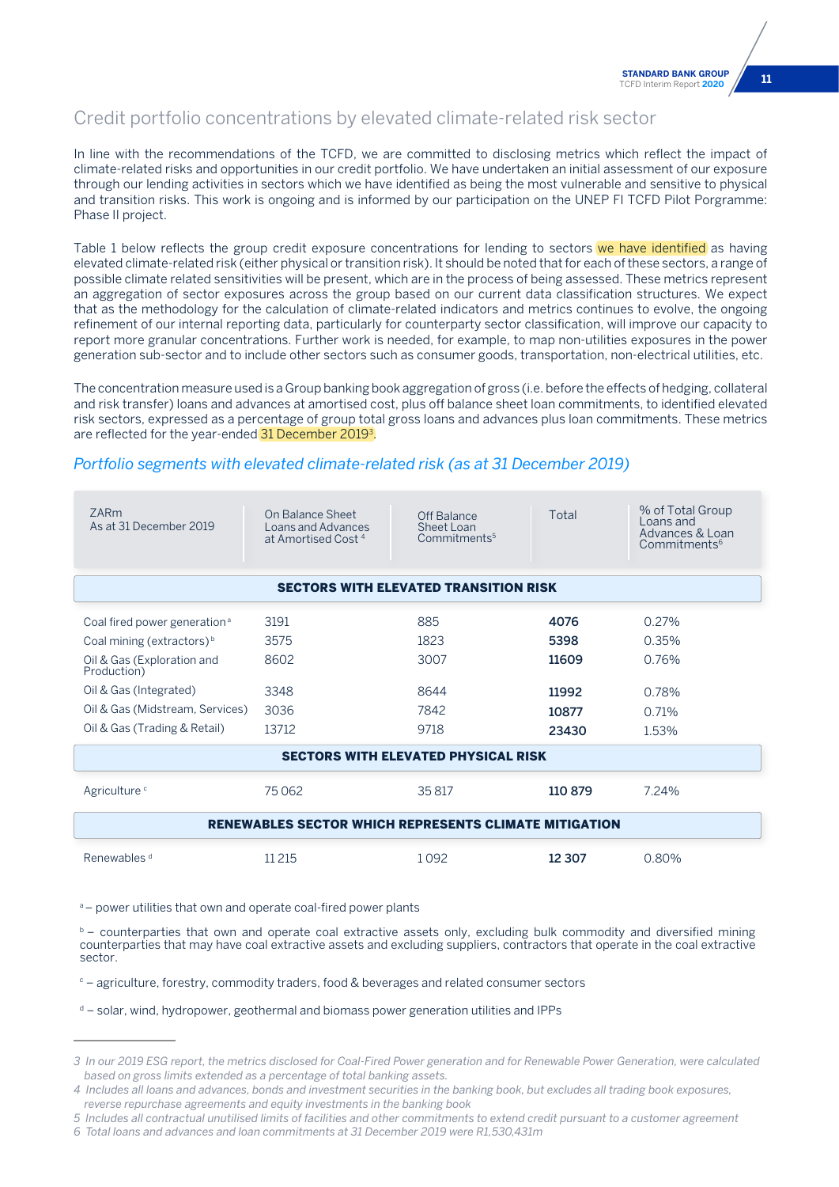## Credit portfolio concentrations by elevated climate-related risk sector

In line with the recommendations of the TCFD, we are committed to disclosing metrics which reflect the impact of climate-related risks and opportunities in our credit portfolio. We have undertaken an initial assessment of our exposure through our lending activities in sectors which we have identified as being the most vulnerable and sensitive to physical and transition risks. This work is ongoing and is informed by our participation on the UNEP FI TCFD Pilot Porgramme: Phase II project.

Table 1 below reflects the group credit exposure concentrations for lending to sectors we have identified as having elevated climate-related risk (either physical or transition risk). It should be noted that for each of these sectors, a range of possible climate related sensitivities will be present, which are in the process of being assessed. These metrics represent an aggregation of sector exposures across the group based on our current data classification structures. We expect that as the methodology for the calculation of climate-related indicators and metrics continues to evolve, the ongoing refinement of our internal reporting data, particularly for counterparty sector classification, will improve our capacity to report more granular concentrations. Further work is needed, for example, to map non-utilities exposures in the power generation sub-sector and to include other sectors such as consumer goods, transportation, non-electrical utilities, etc.

The concentration measure used is a Group banking book aggregation of gross (i.e. before the effects of hedging, collateral and risk transfer) loans and advances at amortised cost, plus off balance sheet loan commitments, to identified elevated risk sectors, expressed as a percentage of group total gross loans and advances plus loan commitments. These metrics are reflected for the year-ended 31 December 2019[3].

### *Portfolio segments with elevated climate-related risk (as at 31 December 2019)*

| ZARm As at 31 December 2019 | On Balance Sheet Loans and Advances at Amortised Cost [4] | Off Balance Sheet Loan Commitments[5] | Total | % of Total Group Loans and Advances & Loan Commitments[6] |
|---|---|---|---|---|
| **SECTORS WITH ELEVATED TRANSITION RISK** | | | | |
| Coal fired power generation [a] | 3191 | 885 | **4076** | 0.27% |
| Coal mining (extractors) [b] | 3575 | 1823 | **5398** | 0.35% |
| Oil & Gas (Exploration and Production) | 8602 | 3007 | **11609** | 0.76% |
| Oil & Gas (Integrated) | 3348 | 8644 | **11992** | 0.78% |
| Oil & Gas (Midstream, Services) | 3036 | 7842 | **10877** | 0.71% |
| Oil & Gas (Trading & Retail) | 13712 | 9718 | **23430** | 1.53% |
| **SECTORS WITH ELEVATED PHYSICAL RISK** | | | | |
| Agriculture [c] | 75 062 | 35 817 | **110 879** | 7.24% |
| **RENEWABLES SECTOR WHICH REPRESENTS CLIMATE MITIGATION** | | | | |
| Renewables [d] | 11 215 | 1 092 | **12 307** | 0.80% |

[a] – power utilities that own and operate coal-fired power plants

[b] – counterparties that own and operate coal extractive assets only, excluding bulk commodity and diversified mining counterparties that may have coal extractive assets and excluding suppliers, contractors that operate in the coal extractive sector.

[c] – agriculture, forestry, commodity traders, food & beverages and related consumer sectors

[d] – solar, wind, hydropower, geothermal and biomass power generation utilities and IPPs

---

3 *In our 2019 ESG report, the metrics disclosed for Coal-Fired Power generation and for Renewable Power Generation, were calculated based on gross limits extended as a percentage of total banking assets.*

4 *Includes all loans and advances, bonds and investment securities in the banking book, but excludes all trading book exposures, reverse repurchase agreements and equity investments in the banking book*

5 *Includes all contractual unutilised limits of facilities and other commitments to extend credit pursuant to a customer agreement*

6 *Total loans and advances and loan commitments at 31 December 2019 were R1,530,431m*